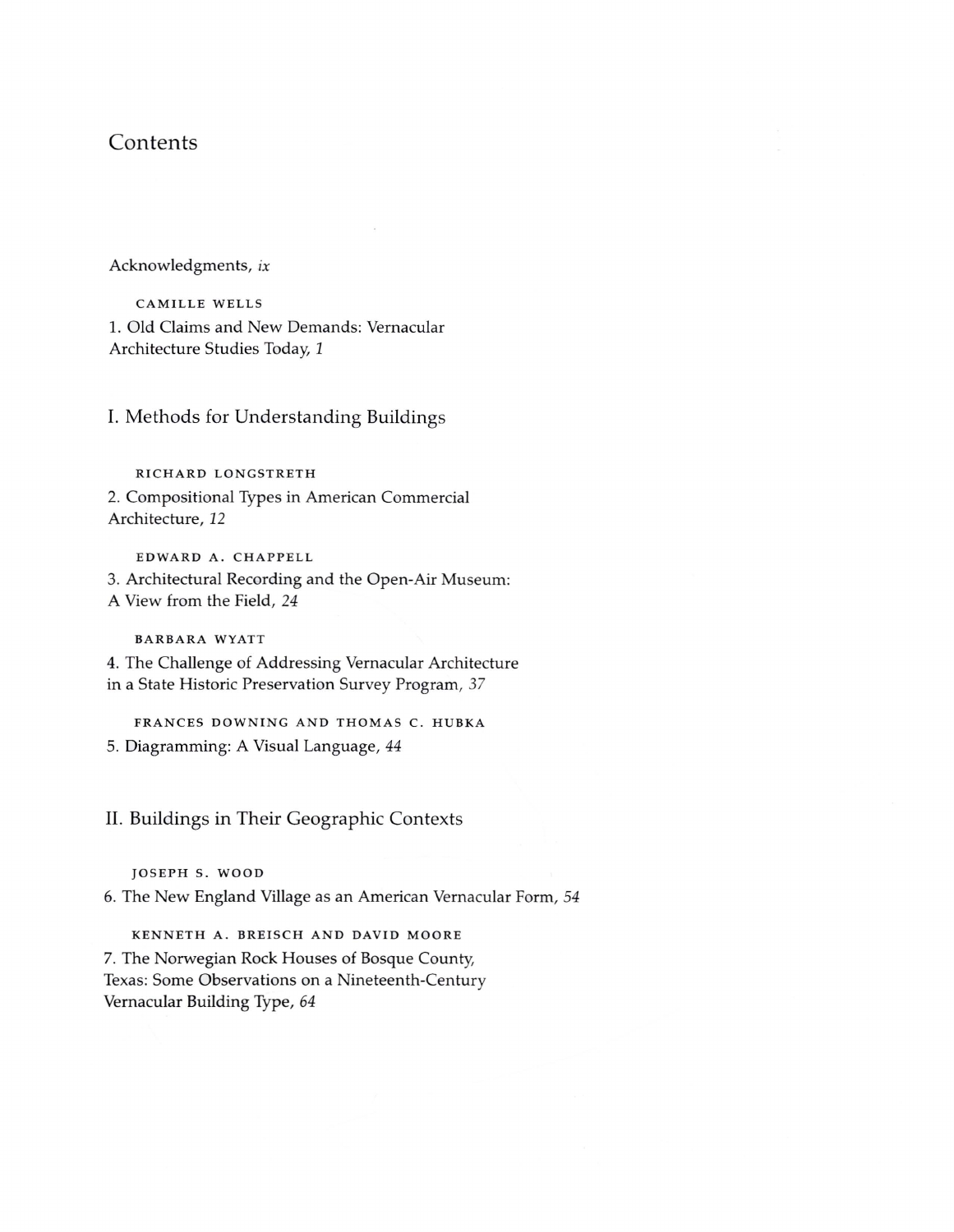# Contents

Acknowledgments, *ix*

CAMILLE WELLS

1. Old Claims and New Demands: Vernacular Architecture Studies Today, *1*

## I. Methods for Understanding Buildings

RICHARD LONGSTRETH

2. Compositional Types in American Commercial Architecture, *12*

EDWARD A. CHAPPELL

3. Architectural Recording and the Open-Air Museum: A View from the Field, *24*

BARBARA WYATT

4. The Challenge of Addressing Vernacular Architecture in a State Historic Preservation Survey Program, *37*

FRANCES DOWNING AND THOMAS C. HUBKA

5. Diagramming: A Visual Language, *44*

## II. Buildings in Their Geographic Contexts

JOSEPH S. WOOD

6. The New England Village as an American Vernacular Form, *54*

KENNETH A. BREISCH AND DAVID MOORE

7. The Norwegian Rock Houses of Bosque County, Texas: Some Observations on a Nineteenth-Century Vernacular Building Type, *64*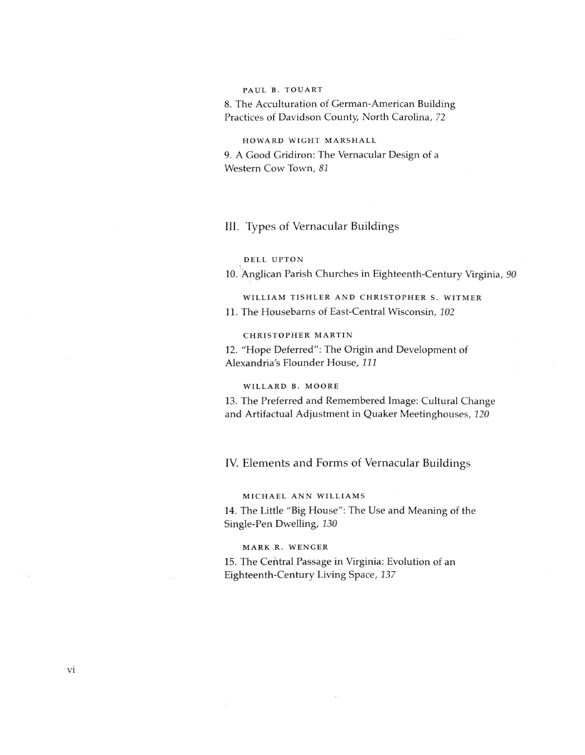PAUL B. TOUART

8. The Acculturation of German-American Building Practices of Davidson County, North Carolina, *72*

HOWARD WIGHT MARSHALL

9. A Good Gridiron: The Vernacular Design of a Western Cow Town, *81*

## III. Types of Vernacular Buildings

DELL UPTON

10. Anglican Parish Churches in Eighteenth-Century Virginia, *90*

WILLIAM TISHLER AND CHRISTOPHER S. WITMER

11. The Housebarns of East-Central Wisconsin, *102*

CHRISTOPHER MARTIN

12. "Hope Deferred": The Origin and Development of Alexandria's Flounder House, *111*

WILLARD B. MOORE

13. The Preferred and Remembered Image: Cultural Change and Artifactual Adjustment in Quaker Meetinghouses, *120*

## IV. Elements and Forms of Vernacular Buildings

MICHAEL ANN WILLIAMS

14. The Little "Big House": The Use and Meaning of the Single-Pen Dwelling, *130*

MARK R. WENGER

15. The Central Passage in Virginia: Evolution of an Eighteenth-Century Living Space, *137*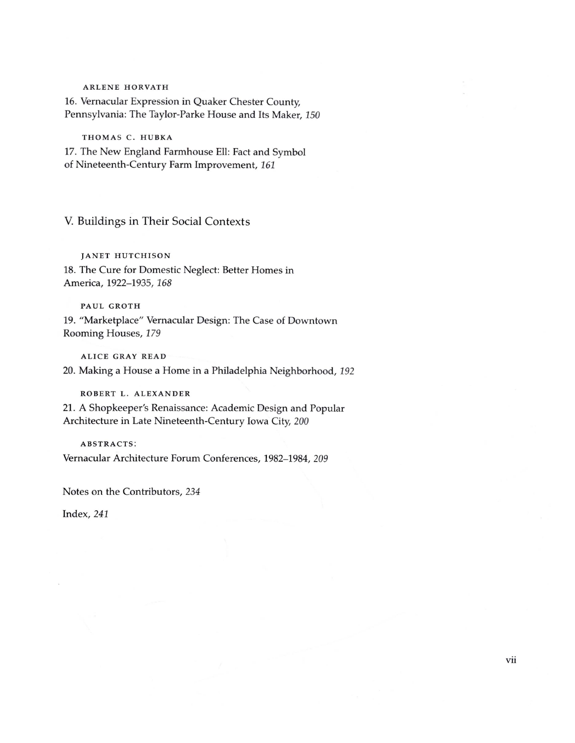ARLENE HORVATH

16. Vernacular Expression in Quaker Chester County, Pennsylvania: The Taylor-Parke House and Its Maker, *150*

THOMAS C. HUBKA

17. The New England Farmhouse Ell: Fact and Symbol of Nineteenth-Century Farm Improvement, *161*

## V. Buildings in Their Social Contexts

JANET HUTCHISON

18. The Cure for Domestic Neglect: Better Homes in America, 1922–1935, *168*

PAUL GROTH

19. "Marketplace" Vernacular Design: The Case of Downtown Rooming Houses, *179*

ALICE GRAY READ

20. Making a House a Home in a Philadelphia Neighborhood, *192*

ROBERT L. ALEXANDER

21. A Shopkeeper's Renaissance: Academic Design and Popular Architecture in Late Nineteenth-Century Iowa City, *200*

ABSTRACTS:

Vernacular Architecture Forum Conferences, 1982–1984, *209*

Notes on the Contributors, *234*

Index, *241*